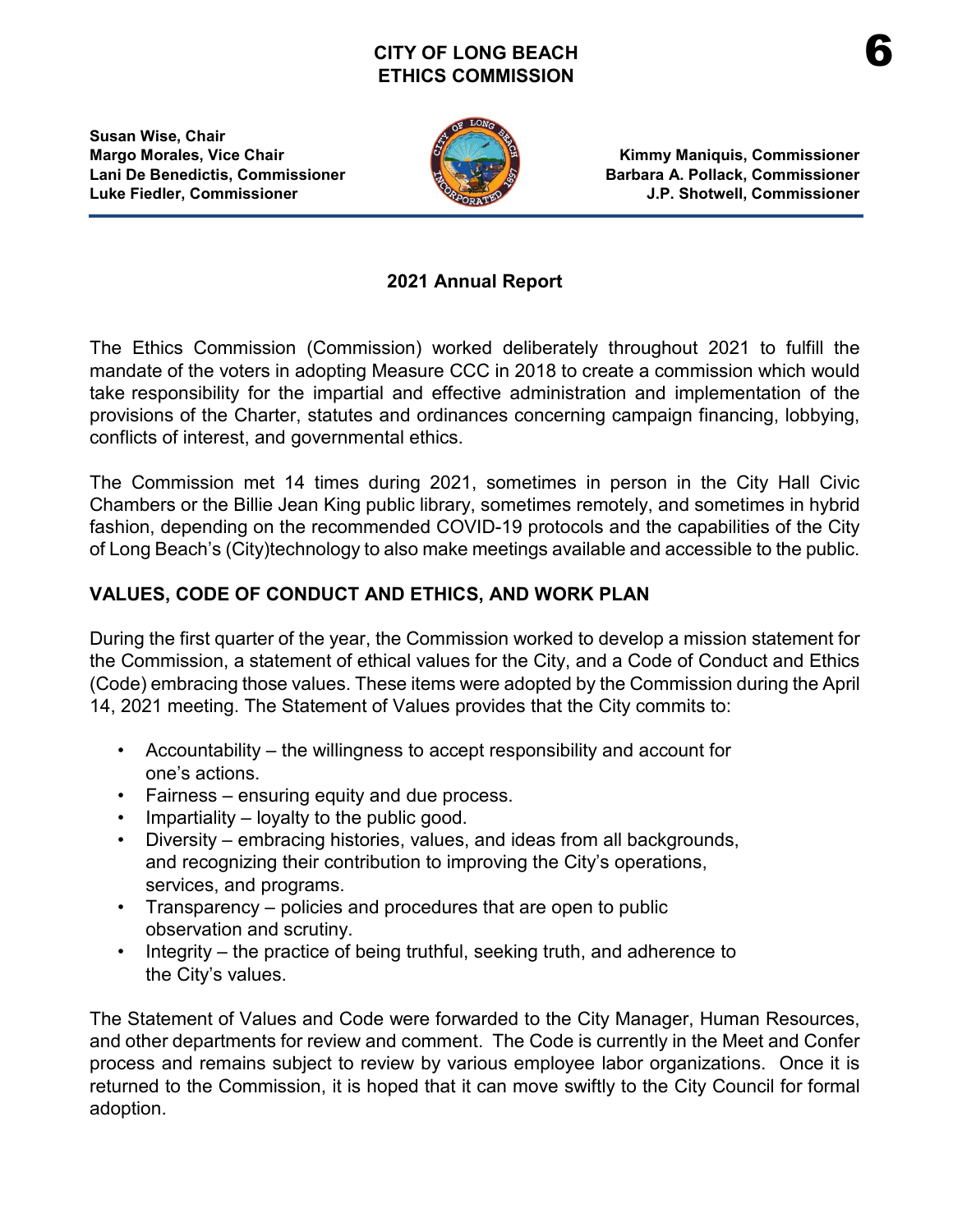# CITY OF LONG BEACH
# ETHICS COMMISSION

**Susan Wise, Chair**
**Margo Morales, Vice Chair**
**Lani De Benedictis, Commissioner**
**Luke Fiedler, Commissioner**

**Kimmy Maniquis, Commissioner**
**Barbara A. Pollack, Commissioner**
**J.P. Shotwell, Commissioner**

## 2021 Annual Report

The Ethics Commission (Commission) worked deliberately throughout 2021 to fulfill the mandate of the voters in adopting Measure CCC in 2018 to create a commission which would take responsibility for the impartial and effective administration and implementation of the provisions of the Charter, statutes and ordinances concerning campaign financing, lobbying, conflicts of interest, and governmental ethics.

The Commission met 14 times during 2021, sometimes in person in the City Hall Civic Chambers or the Billie Jean King public library, sometimes remotely, and sometimes in hybrid fashion, depending on the recommended COVID-19 protocols and the capabilities of the City of Long Beach's (City)technology to also make meetings available and accessible to the public.

### VALUES, CODE OF CONDUCT AND ETHICS, AND WORK PLAN

During the first quarter of the year, the Commission worked to develop a mission statement for the Commission, a statement of ethical values for the City, and a Code of Conduct and Ethics (Code) embracing those values. These items were adopted by the Commission during the April 14, 2021 meeting. The Statement of Values provides that the City commits to:

- Accountability – the willingness to accept responsibility and account for one's actions.
- Fairness – ensuring equity and due process.
- Impartiality – loyalty to the public good.
- Diversity – embracing histories, values, and ideas from all backgrounds, and recognizing their contribution to improving the City's operations, services, and programs.
- Transparency – policies and procedures that are open to public observation and scrutiny.
- Integrity – the practice of being truthful, seeking truth, and adherence to the City's values.

The Statement of Values and Code were forwarded to the City Manager, Human Resources, and other departments for review and comment. The Code is currently in the Meet and Confer process and remains subject to review by various employee labor organizations. Once it is returned to the Commission, it is hoped that it can move swiftly to the City Council for formal adoption.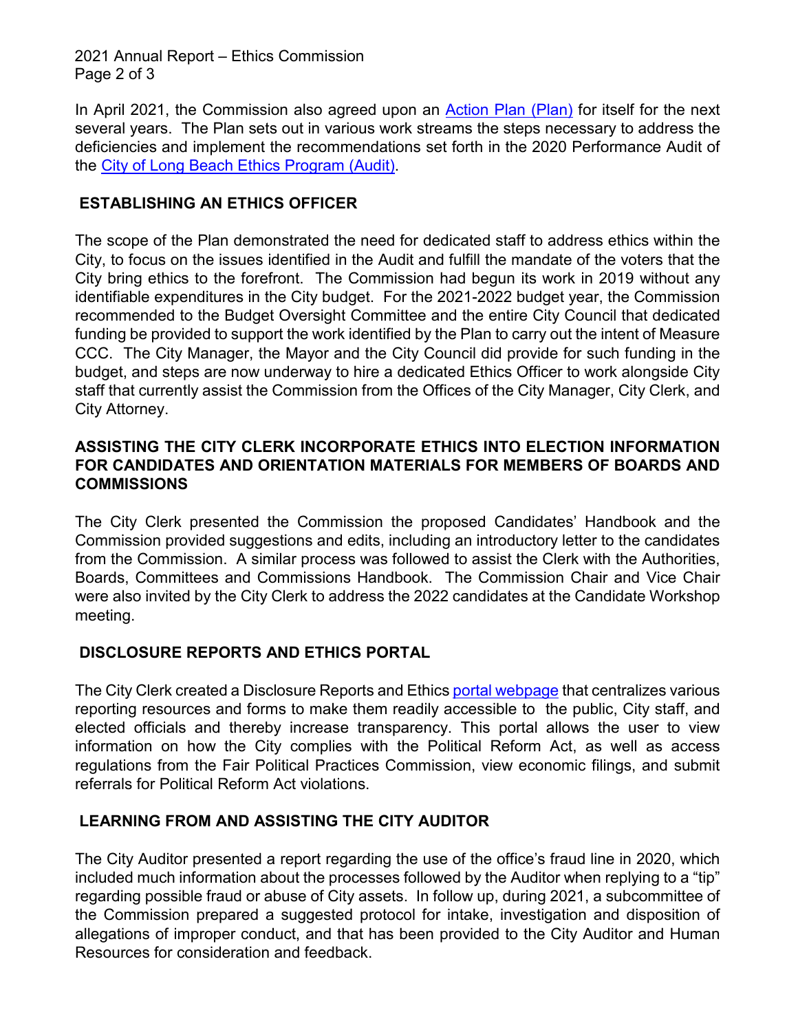In April 2021, the Commission also agreed upon an Action Plan (Plan) for itself for the next several years. The Plan sets out in various work streams the steps necessary to address the deficiencies and implement the recommendations set forth in the 2020 Performance Audit of the City of Long Beach Ethics Program (Audit).

## ESTABLISHING AN ETHICS OFFICER

The scope of the Plan demonstrated the need for dedicated staff to address ethics within the City, to focus on the issues identified in the Audit and fulfill the mandate of the voters that the City bring ethics to the forefront. The Commission had begun its work in 2019 without any identifiable expenditures in the City budget. For the 2021-2022 budget year, the Commission recommended to the Budget Oversight Committee and the entire City Council that dedicated funding be provided to support the work identified by the Plan to carry out the intent of Measure CCC. The City Manager, the Mayor and the City Council did provide for such funding in the budget, and steps are now underway to hire a dedicated Ethics Officer to work alongside City staff that currently assist the Commission from the Offices of the City Manager, City Clerk, and City Attorney.

## ASSISTING THE CITY CLERK INCORPORATE ETHICS INTO ELECTION INFORMATION FOR CANDIDATES AND ORIENTATION MATERIALS FOR MEMBERS OF BOARDS AND COMMISSIONS

The City Clerk presented the Commission the proposed Candidates' Handbook and the Commission provided suggestions and edits, including an introductory letter to the candidates from the Commission. A similar process was followed to assist the Clerk with the Authorities, Boards, Committees and Commissions Handbook. The Commission Chair and Vice Chair were also invited by the City Clerk to address the 2022 candidates at the Candidate Workshop meeting.

## DISCLOSURE REPORTS AND ETHICS PORTAL

The City Clerk created a Disclosure Reports and Ethics portal webpage that centralizes various reporting resources and forms to make them readily accessible to the public, City staff, and elected officials and thereby increase transparency. This portal allows the user to view information on how the City complies with the Political Reform Act, as well as access regulations from the Fair Political Practices Commission, view economic filings, and submit referrals for Political Reform Act violations.

## LEARNING FROM AND ASSISTING THE CITY AUDITOR

The City Auditor presented a report regarding the use of the office's fraud line in 2020, which included much information about the processes followed by the Auditor when replying to a "tip" regarding possible fraud or abuse of City assets. In follow up, during 2021, a subcommittee of the Commission prepared a suggested protocol for intake, investigation and disposition of allegations of improper conduct, and that has been provided to the City Auditor and Human Resources for consideration and feedback.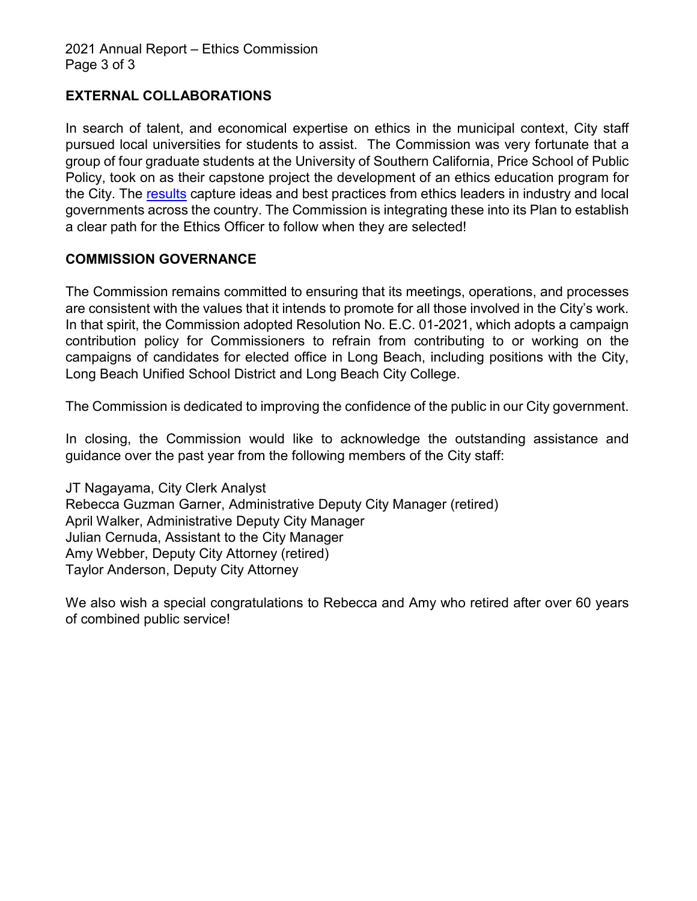## EXTERNAL COLLABORATIONS

In search of talent, and economical expertise on ethics in the municipal context, City staff pursued local universities for students to assist. The Commission was very fortunate that a group of four graduate students at the University of Southern California, Price School of Public Policy, took on as their capstone project the development of an ethics education program for the City. The results capture ideas and best practices from ethics leaders in industry and local governments across the country. The Commission is integrating these into its Plan to establish a clear path for the Ethics Officer to follow when they are selected!

## COMMISSION GOVERNANCE

The Commission remains committed to ensuring that its meetings, operations, and processes are consistent with the values that it intends to promote for all those involved in the City's work. In that spirit, the Commission adopted Resolution No. E.C. 01-2021, which adopts a campaign contribution policy for Commissioners to refrain from contributing to or working on the campaigns of candidates for elected office in Long Beach, including positions with the City, Long Beach Unified School District and Long Beach City College.

The Commission is dedicated to improving the confidence of the public in our City government.

In closing, the Commission would like to acknowledge the outstanding assistance and guidance over the past year from the following members of the City staff:

JT Nagayama, City Clerk Analyst
Rebecca Guzman Garner, Administrative Deputy City Manager (retired)
April Walker, Administrative Deputy City Manager
Julian Cernuda, Assistant to the City Manager
Amy Webber, Deputy City Attorney (retired)
Taylor Anderson, Deputy City Attorney

We also wish a special congratulations to Rebecca and Amy who retired after over 60 years of combined public service!